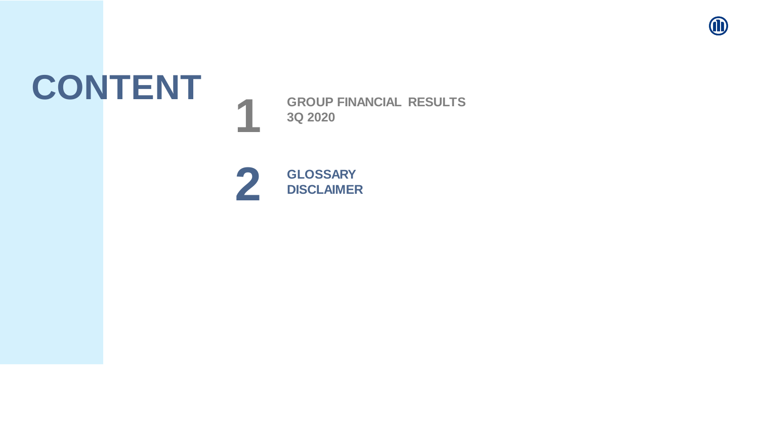# CONTENT

1. **GROUP FINANCIAL RESULTS 3Q 2020**

2. **GLOSSARY DISCLAIMER**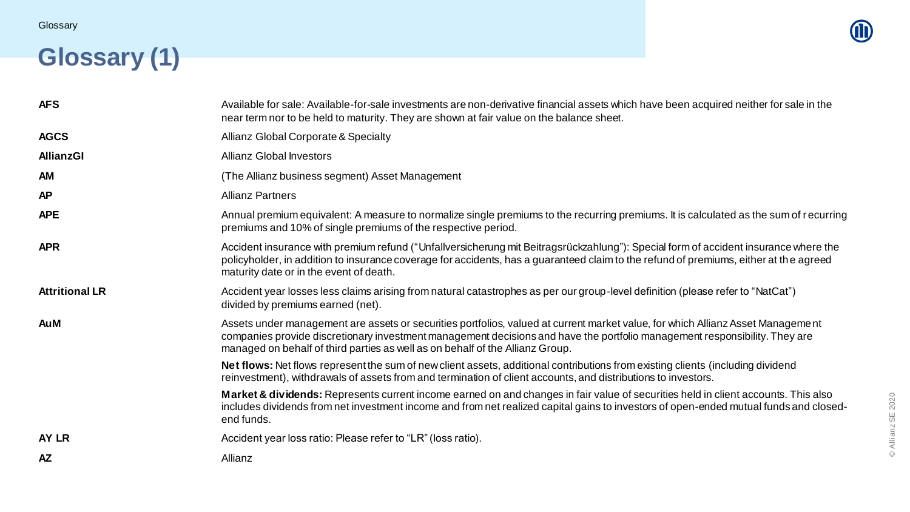# Glossary (1)

| | |
|---|---|
| **AFS** | Available for sale: Available-for-sale investments are non-derivative financial assets which have been acquired neither for sale in the near term nor to be held to maturity. They are shown at fair value on the balance sheet. |
| **AGCS** | Allianz Global Corporate & Specialty |
| **AllianzGI** | Allianz Global Investors |
| **AM** | (The Allianz business segment) Asset Management |
| **AP** | Allianz Partners |
| **APE** | Annual premium equivalent: A measure to normalize single premiums to the recurring premiums. It is calculated as the sum of recurring premiums and 10% of single premiums of the respective period. |
| **APR** | Accident insurance with premium refund ("Unfallversicherung mit Beitragsrückzahlung"): Special form of accident insurance where the policyholder, in addition to insurance coverage for accidents, has a guaranteed claim to the refund of premiums, either at the agreed maturity date or in the event of death. |
| **Attritional LR** | Accident year losses less claims arising from natural catastrophes as per our group-level definition (please refer to "NatCat") divided by premiums earned (net). |
| **AuM** | Assets under management are assets or securities portfolios, valued at current market value, for which Allianz Asset Management companies provide discretionary investment management decisions and have the portfolio management responsibility. They are managed on behalf of third parties as well as on behalf of the Allianz Group. |
| | **Net flows:** Net flows represent the sum of new client assets, additional contributions from existing clients (including dividend reinvestment), withdrawals of assets from and termination of client accounts, and distributions to investors. |
| | **Market & dividends:** Represents current income earned on and changes in fair value of securities held in client accounts. This also includes dividends from net investment income and from net realized capital gains to investors of open-ended mutual funds and closed-end funds. |
| **AY LR** | Accident year loss ratio: Please refer to "LR" (loss ratio). |
| **AZ** | Allianz |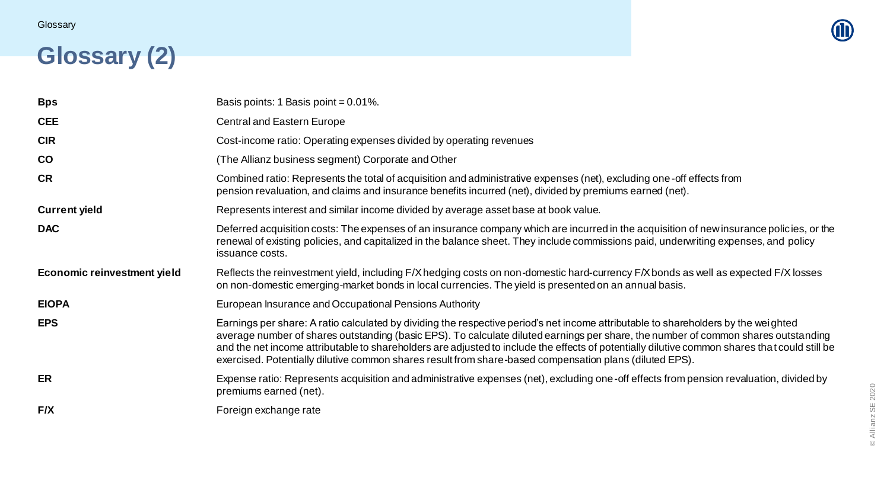# Glossary (2)

| | |
|---|---|
| **Bps** | Basis points: 1 Basis point = 0.01%. |
| **CEE** | Central and Eastern Europe |
| **CIR** | Cost-income ratio: Operating expenses divided by operating revenues |
| **CO** | (The Allianz business segment) Corporate and Other |
| **CR** | Combined ratio: Represents the total of acquisition and administrative expenses (net), excluding one-off effects from pension revaluation, and claims and insurance benefits incurred (net), divided by premiums earned (net). |
| **Current yield** | Represents interest and similar income divided by average asset base at book value. |
| **DAC** | Deferred acquisition costs: The expenses of an insurance company which are incurred in the acquisition of new insurance policies, or the renewal of existing policies, and capitalized in the balance sheet. They include commissions paid, underwriting expenses, and policy issuance costs. |
| **Economic reinvestment yield** | Reflects the reinvestment yield, including F/X hedging costs on non-domestic hard-currency F/X bonds as well as expected F/X losses on non-domestic emerging-market bonds in local currencies. The yield is presented on an annual basis. |
| **EIOPA** | European Insurance and Occupational Pensions Authority |
| **EPS** | Earnings per share: A ratio calculated by dividing the respective period's net income attributable to shareholders by the weighted average number of shares outstanding (basic EPS). To calculate diluted earnings per share, the number of common shares outstanding and the net income attributable to shareholders are adjusted to include the effects of potentially dilutive common shares that could still be exercised. Potentially dilutive common shares result from share-based compensation plans (diluted EPS). |
| **ER** | Expense ratio: Represents acquisition and administrative expenses (net), excluding one-off effects from pension revaluation, divided by premiums earned (net). |
| **F/X** | Foreign exchange rate |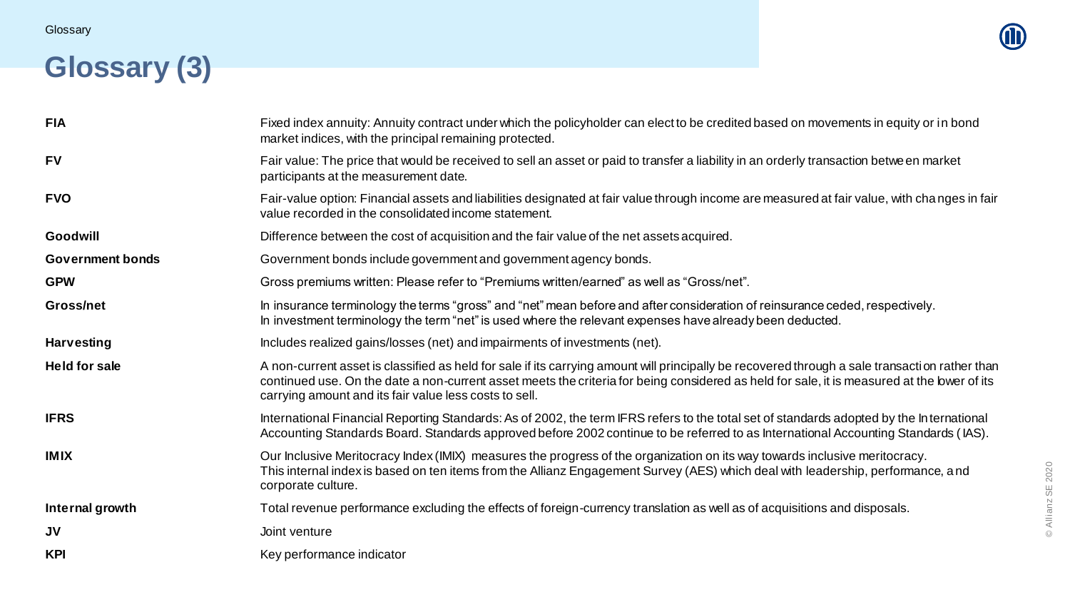# Glossary (3)

| | |
|---|---|
| **FIA** | Fixed index annuity: Annuity contract under which the policyholder can elect to be credited based on movements in equity or in bond market indices, with the principal remaining protected. |
| **FV** | Fair value: The price that would be received to sell an asset or paid to transfer a liability in an orderly transaction between market participants at the measurement date. |
| **FVO** | Fair-value option: Financial assets and liabilities designated at fair value through income are measured at fair value, with changes in fair value recorded in the consolidated income statement. |
| **Goodwill** | Difference between the cost of acquisition and the fair value of the net assets acquired. |
| **Government bonds** | Government bonds include government and government agency bonds. |
| **GPW** | Gross premiums written: Please refer to "Premiums written/earned" as well as "Gross/net". |
| **Gross/net** | In insurance terminology the terms "gross" and "net" mean before and after consideration of reinsurance ceded, respectively. In investment terminology the term "net" is used where the relevant expenses have already been deducted. |
| **Harvesting** | Includes realized gains/losses (net) and impairments of investments (net). |
| **Held for sale** | A non-current asset is classified as held for sale if its carrying amount will principally be recovered through a sale transaction rather than continued use. On the date a non-current asset meets the criteria for being considered as held for sale, it is measured at the lower of its carrying amount and its fair value less costs to sell. |
| **IFRS** | International Financial Reporting Standards: As of 2002, the term IFRS refers to the total set of standards adopted by the International Accounting Standards Board. Standards approved before 2002 continue to be referred to as International Accounting Standards (IAS). |
| **IMIX** | Our Inclusive Meritocracy Index (IMIX) measures the progress of the organization on its way towards inclusive meritocracy. This internal index is based on ten items from the Allianz Engagement Survey (AES) which deal with leadership, performance, and corporate culture. |
| **Internal growth** | Total revenue performance excluding the effects of foreign-currency translation as well as of acquisitions and disposals. |
| **JV** | Joint venture |
| **KPI** | Key performance indicator |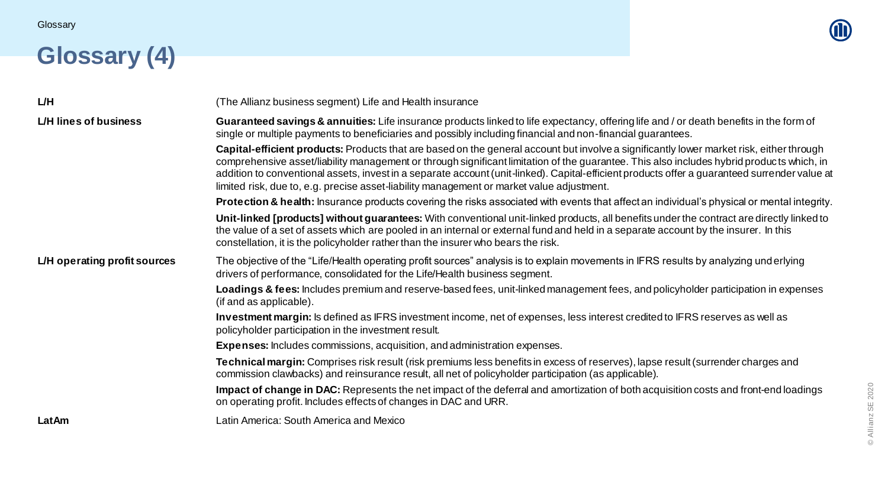# Glossary (4)

| | |
|---|---|
| **L/H** | (The Allianz business segment) Life and Health insurance |
| **L/H lines of business** | **Guaranteed savings & annuities:** Life insurance products linked to life expectancy, offering life and / or death benefits in the form of single or multiple payments to beneficiaries and possibly including financial and non-financial guarantees.<br><br>**Capital-efficient products:** Products that are based on the general account but involve a significantly lower market risk, either through comprehensive asset/liability management or through significant limitation of the guarantee. This also includes hybrid products which, in addition to conventional assets, invest in a separate account (unit-linked). Capital-efficient products offer a guaranteed surrender value at limited risk, due to, e.g. precise asset-liability management or market value adjustment.<br><br>**Protection & health:** Insurance products covering the risks associated with events that affect an individual's physical or mental integrity.<br><br>**Unit-linked [products] without guarantees:** With conventional unit-linked products, all benefits under the contract are directly linked to the value of a set of assets which are pooled in an internal or external fund and held in a separate account by the insurer. In this constellation, it is the policyholder rather than the insurer who bears the risk. |
| **L/H operating profit sources** | The objective of the "Life/Health operating profit sources" analysis is to explain movements in IFRS results by analyzing underlying drivers of performance, consolidated for the Life/Health business segment.<br><br>**Loadings & fees:** Includes premium and reserve-based fees, unit-linked management fees, and policyholder participation in expenses (if and as applicable).<br><br>**Investment margin:** Is defined as IFRS investment income, net of expenses, less interest credited to IFRS reserves as well as policyholder participation in the investment result.<br><br>**Expenses:** Includes commissions, acquisition, and administration expenses.<br><br>**Technical margin:** Comprises risk result (risk premiums less benefits in excess of reserves), lapse result (surrender charges and commission clawbacks) and reinsurance result, all net of policyholder participation (as applicable).<br><br>**Impact of change in DAC:** Represents the net impact of the deferral and amortization of both acquisition costs and front-end loadings on operating profit. Includes effects of changes in DAC and URR. |
| **LatAm** | Latin America: South America and Mexico |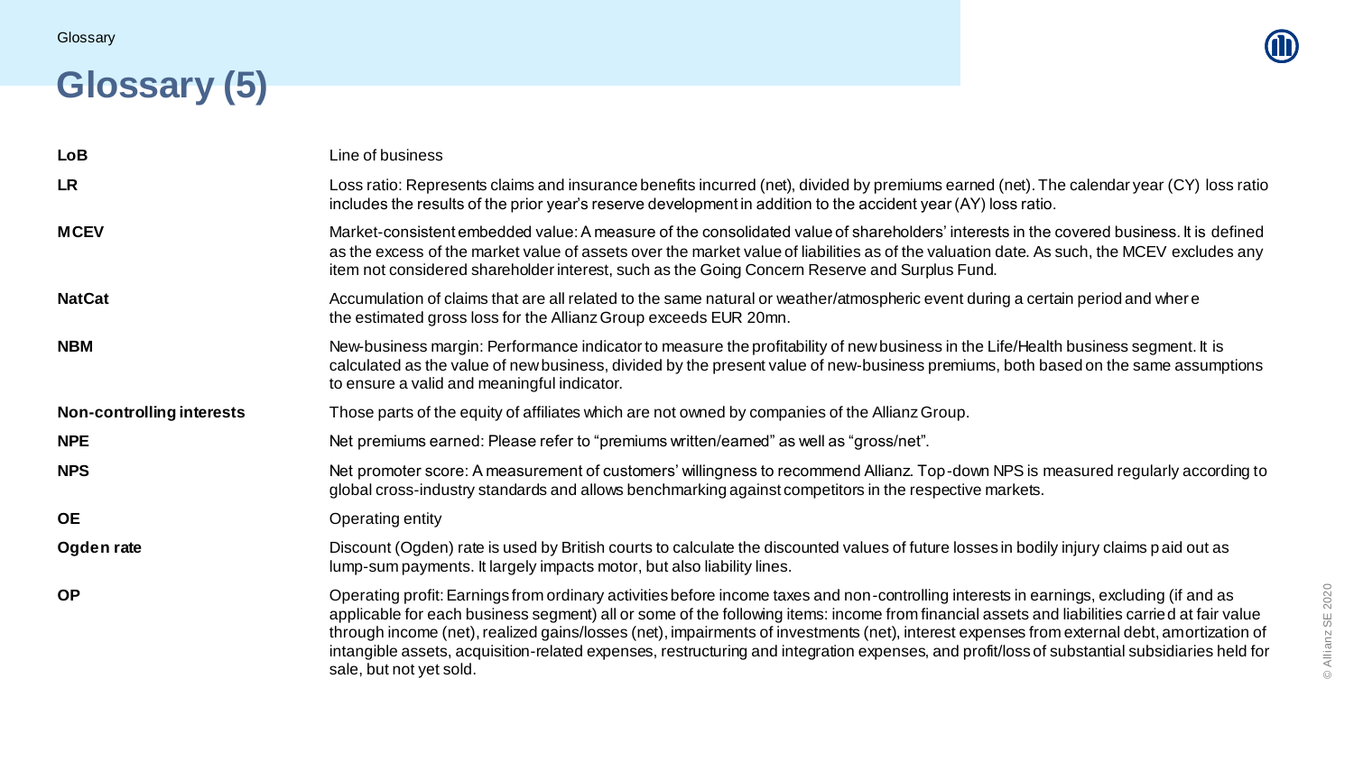# Glossary (5)

| | |
|---|---|
| **LoB** | Line of business |
| **LR** | Loss ratio: Represents claims and insurance benefits incurred (net), divided by premiums earned (net). The calendar year (CY) loss ratio includes the results of the prior year's reserve development in addition to the accident year (AY) loss ratio. |
| **MCEV** | Market-consistent embedded value: A measure of the consolidated value of shareholders' interests in the covered business. It is defined as the excess of the market value of assets over the market value of liabilities as of the valuation date. As such, the MCEV excludes any item not considered shareholder interest, such as the Going Concern Reserve and Surplus Fund. |
| **NatCat** | Accumulation of claims that are all related to the same natural or weather/atmospheric event during a certain period and where the estimated gross loss for the Allianz Group exceeds EUR 20mn. |
| **NBM** | New-business margin: Performance indicator to measure the profitability of new business in the Life/Health business segment. It is calculated as the value of new business, divided by the present value of new-business premiums, both based on the same assumptions to ensure a valid and meaningful indicator. |
| **Non-controlling interests** | Those parts of the equity of affiliates which are not owned by companies of the Allianz Group. |
| **NPE** | Net premiums earned: Please refer to "premiums written/earned" as well as "gross/net". |
| **NPS** | Net promoter score: A measurement of customers' willingness to recommend Allianz. Top-down NPS is measured regularly according to global cross-industry standards and allows benchmarking against competitors in the respective markets. |
| **OE** | Operating entity |
| **Ogden rate** | Discount (Ogden) rate is used by British courts to calculate the discounted values of future losses in bodily injury claims paid out as lump-sum payments. It largely impacts motor, but also liability lines. |
| **OP** | Operating profit: Earnings from ordinary activities before income taxes and non-controlling interests in earnings, excluding (if and as applicable for each business segment) all or some of the following items: income from financial assets and liabilities carried at fair value through income (net), realized gains/losses (net), impairments of investments (net), interest expenses from external debt, amortization of intangible assets, acquisition-related expenses, restructuring and integration expenses, and profit/loss of substantial subsidiaries held for sale, but not yet sold. |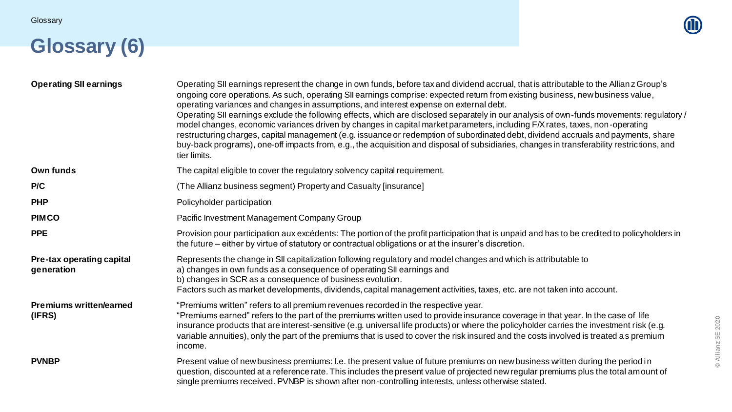# Glossary (6)

| | |
|---|---|
| **Operating SII earnings** | Operating SII earnings represent the change in own funds, before tax and dividend accrual, that is attributable to the Allianz Group's ongoing core operations. As such, operating SII earnings comprise: expected return from existing business, new business value, operating variances and changes in assumptions, and interest expense on external debt.<br>Operating SII earnings exclude the following effects, which are disclosed separately in our analysis of own-funds movements: regulatory / model changes, economic variances driven by changes in capital market parameters, including F/X rates, taxes, non-operating restructuring charges, capital management (e.g. issuance or redemption of subordinated debt, dividend accruals and payments, share buy-back programs), one-off impacts from, e.g., the acquisition and disposal of subsidiaries, changes in transferability restrictions, and tier limits. |
| **Own funds** | The capital eligible to cover the regulatory solvency capital requirement. |
| **P/C** | (The Allianz business segment) Property and Casualty [insurance] |
| **PHP** | Policyholder participation |
| **PIMCO** | Pacific Investment Management Company Group |
| **PPE** | Provision pour participation aux excédents: The portion of the profit participation that is unpaid and has to be credited to policyholders in the future – either by virtue of statutory or contractual obligations or at the insurer's discretion. |
| **Pre-tax operating capital generation** | Represents the change in SII capitalization following regulatory and model changes and which is attributable to<br>a) changes in own funds as a consequence of operating SII earnings and<br>b) changes in SCR as a consequence of business evolution.<br>Factors such as market developments, dividends, capital management activities, taxes, etc. are not taken into account. |
| **Premiums written/earned (IFRS)** | "Premiums written" refers to all premium revenues recorded in the respective year.<br>"Premiums earned" refers to the part of the premiums written used to provide insurance coverage in that year. In the case of life insurance products that are interest-sensitive (e.g. universal life products) or where the policyholder carries the investment risk (e.g. variable annuities), only the part of the premiums that is used to cover the risk insured and the costs involved is treated as premium income. |
| **PVNBP** | Present value of new business premiums: I.e. the present value of future premiums on new business written during the period in question, discounted at a reference rate. This includes the present value of projected new regular premiums plus the total amount of single premiums received. PVNBP is shown after non-controlling interests, unless otherwise stated. |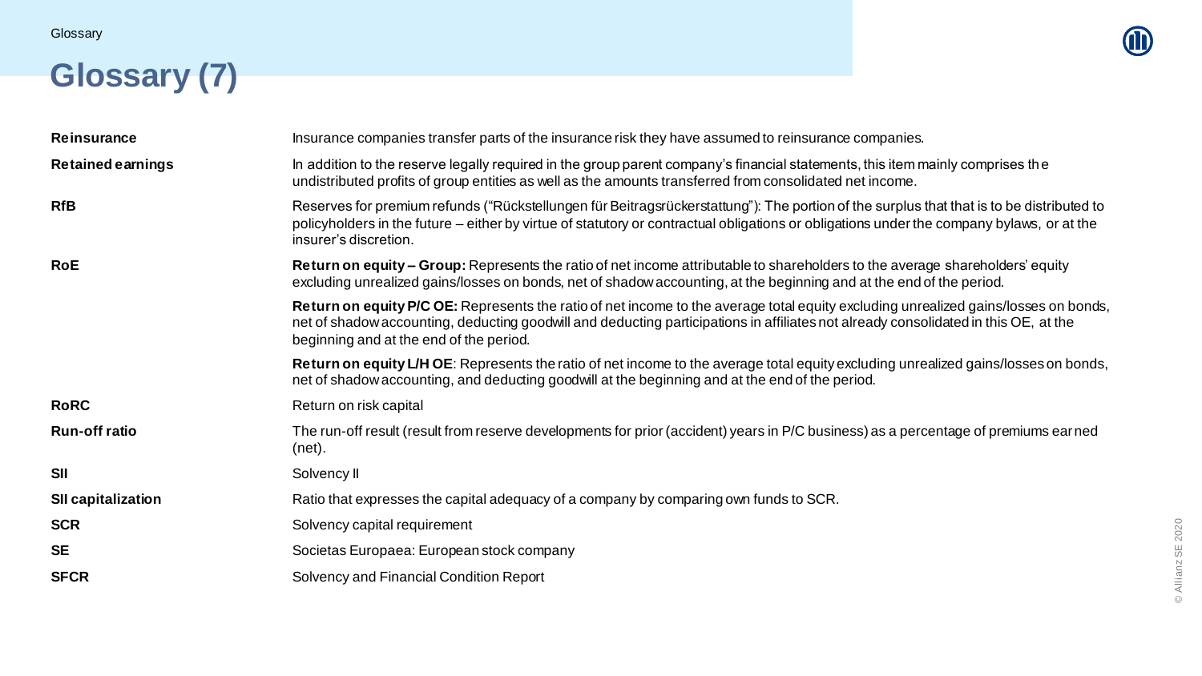# Glossary (7)

| | |
|---|---|
| **Reinsurance** | Insurance companies transfer parts of the insurance risk they have assumed to reinsurance companies. |
| **Retained earnings** | In addition to the reserve legally required in the group parent company's financial statements, this item mainly comprises the undistributed profits of group entities as well as the amounts transferred from consolidated net income. |
| **RfB** | Reserves for premium refunds ("Rückstellungen für Beitragsrückerstattung"): The portion of the surplus that that is to be distributed to policyholders in the future – either by virtue of statutory or contractual obligations or obligations under the company bylaws, or at the insurer's discretion. |
| **RoE** | **Return on equity – Group:** Represents the ratio of net income attributable to shareholders to the average shareholders' equity excluding unrealized gains/losses on bonds, net of shadow accounting, at the beginning and at the end of the period. |
| | **Return on equity P/C OE:** Represents the ratio of net income to the average total equity excluding unrealized gains/losses on bonds, net of shadow accounting, deducting goodwill and deducting participations in affiliates not already consolidated in this OE, at the beginning and at the end of the period. |
| | **Return on equity L/H OE**: Represents the ratio of net income to the average total equity excluding unrealized gains/losses on bonds, net of shadow accounting, and deducting goodwill at the beginning and at the end of the period. |
| **RoRC** | Return on risk capital |
| **Run-off ratio** | The run-off result (result from reserve developments for prior (accident) years in P/C business) as a percentage of premiums earned (net). |
| **SII** | Solvency II |
| **SII capitalization** | Ratio that expresses the capital adequacy of a company by comparing own funds to SCR. |
| **SCR** | Solvency capital requirement |
| **SE** | Societas Europaea: European stock company |
| **SFCR** | Solvency and Financial Condition Report |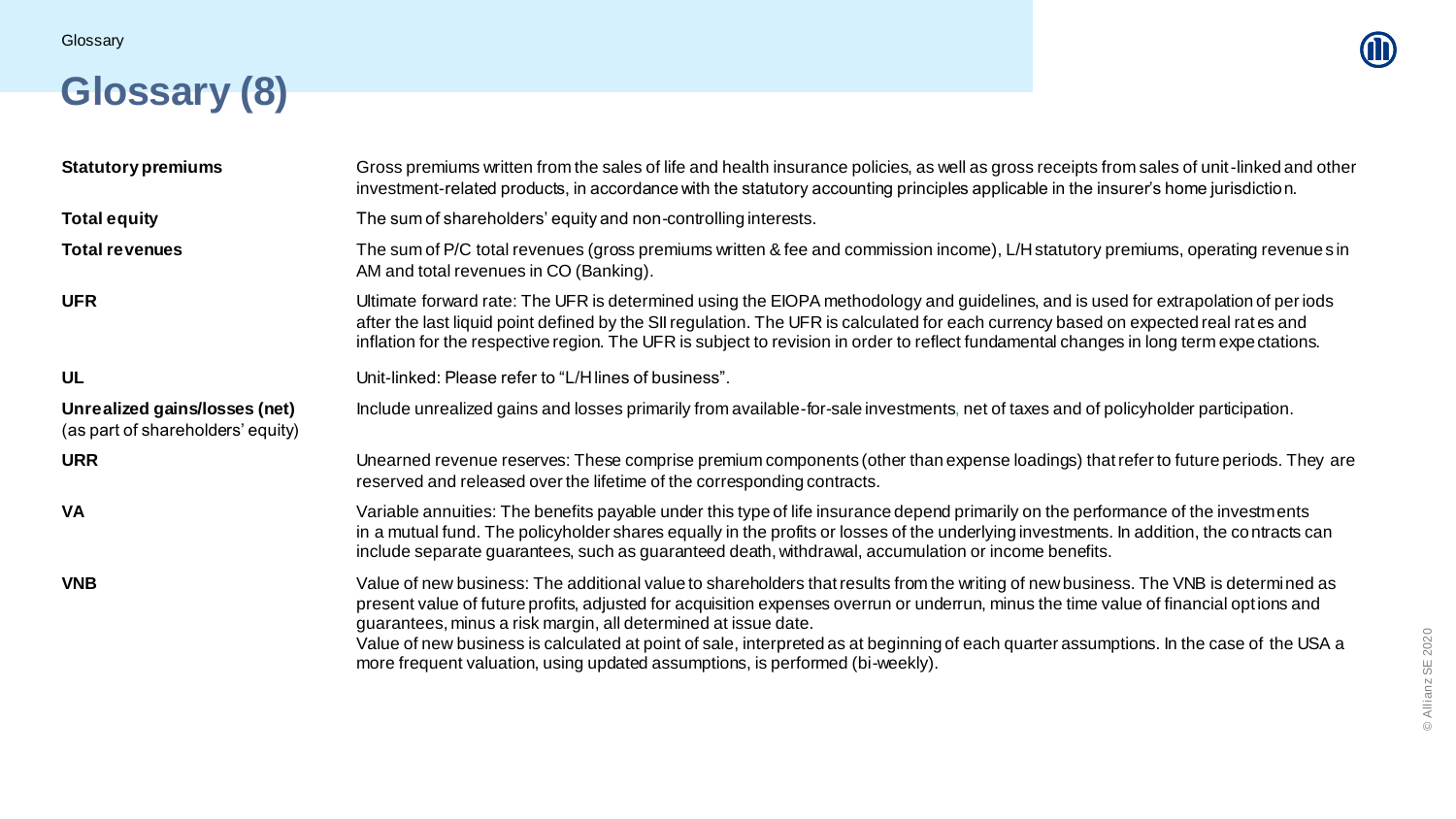# Glossary (8)

| | |
|---|---|
| **Statutory premiums** | Gross premiums written from the sales of life and health insurance policies, as well as gross receipts from sales of unit-linked and other investment-related products, in accordance with the statutory accounting principles applicable in the insurer's home jurisdiction. |
| **Total equity** | The sum of shareholders' equity and non-controlling interests. |
| **Total revenues** | The sum of P/C total revenues (gross premiums written & fee and commission income), L/H statutory premiums, operating revenues in AM and total revenues in CO (Banking). |
| **UFR** | Ultimate forward rate: The UFR is determined using the EIOPA methodology and guidelines, and is used for extrapolation of periods after the last liquid point defined by the SII regulation. The UFR is calculated for each currency based on expected real rates and inflation for the respective region. The UFR is subject to revision in order to reflect fundamental changes in long term expectations. |
| **UL** | Unit-linked: Please refer to "L/H lines of business". |
| **Unrealized gains/losses (net)** (as part of shareholders' equity) | Include unrealized gains and losses primarily from available-for-sale investments, net of taxes and of policyholder participation. |
| **URR** | Unearned revenue reserves: These comprise premium components (other than expense loadings) that refer to future periods. They are reserved and released over the lifetime of the corresponding contracts. |
| **VA** | Variable annuities: The benefits payable under this type of life insurance depend primarily on the performance of the investments in a mutual fund. The policyholder shares equally in the profits or losses of the underlying investments. In addition, the contracts can include separate guarantees, such as guaranteed death, withdrawal, accumulation or income benefits. |
| **VNB** | Value of new business: The additional value to shareholders that results from the writing of new business. The VNB is determined as present value of future profits, adjusted for acquisition expenses overrun or underrun, minus the time value of financial options and guarantees, minus a risk margin, all determined at issue date.<br>Value of new business is calculated at point of sale, interpreted as at beginning of each quarter assumptions. In the case of the USA a more frequent valuation, using updated assumptions, is performed (bi-weekly). |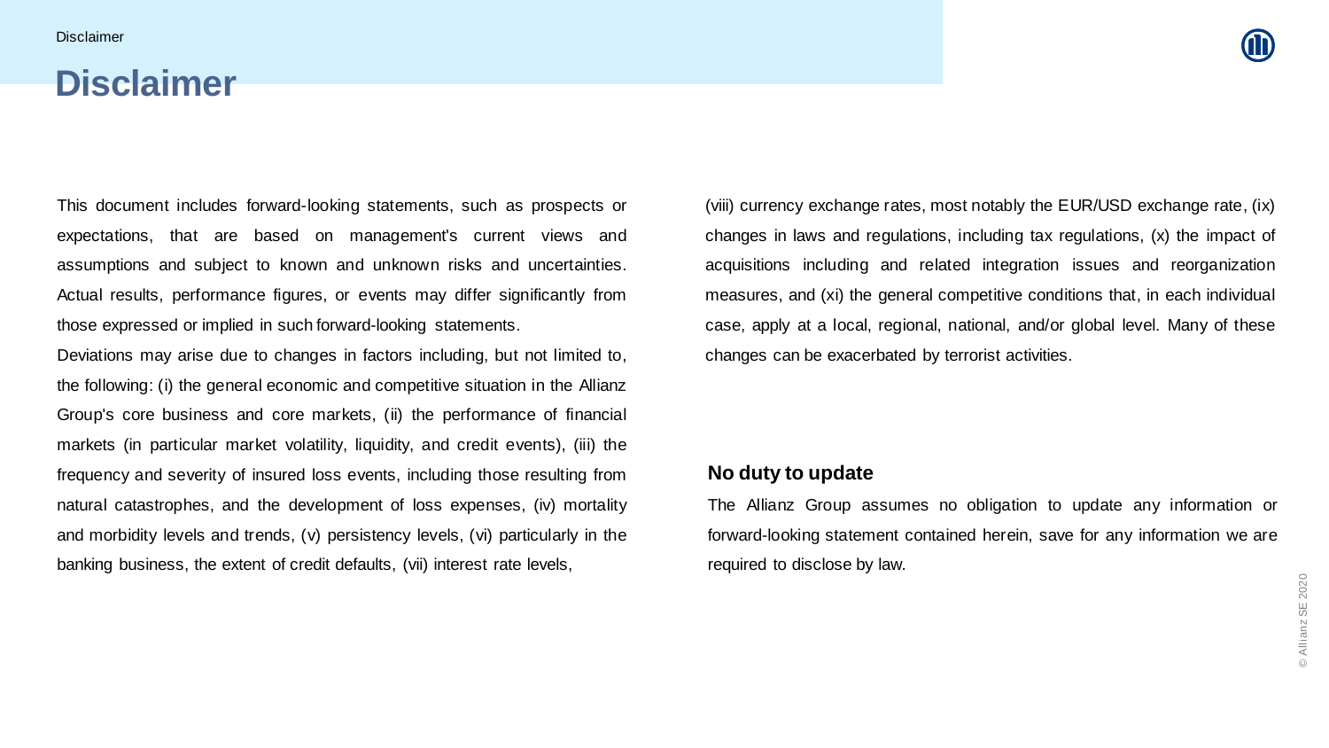# Disclaimer

This document includes forward-looking statements, such as prospects or expectations, that are based on management's current views and assumptions and subject to known and unknown risks and uncertainties. Actual results, performance figures, or events may differ significantly from those expressed or implied in such forward-looking statements.

Deviations may arise due to changes in factors including, but not limited to, the following: (i) the general economic and competitive situation in the Allianz Group's core business and core markets, (ii) the performance of financial markets (in particular market volatility, liquidity, and credit events), (iii) the frequency and severity of insured loss events, including those resulting from natural catastrophes, and the development of loss expenses, (iv) mortality and morbidity levels and trends, (v) persistency levels, (vi) particularly in the banking business, the extent of credit defaults, (vii) interest rate levels, (viii) currency exchange rates, most notably the EUR/USD exchange rate, (ix) changes in laws and regulations, including tax regulations, (x) the impact of acquisitions including and related integration issues and reorganization measures, and (xi) the general competitive conditions that, in each individual case, apply at a local, regional, national, and/or global level. Many of these changes can be exacerbated by terrorist activities.

**No duty to update**

The Allianz Group assumes no obligation to update any information or forward-looking statement contained herein, save for any information we are required to disclose by law.

© Allianz SE 2020